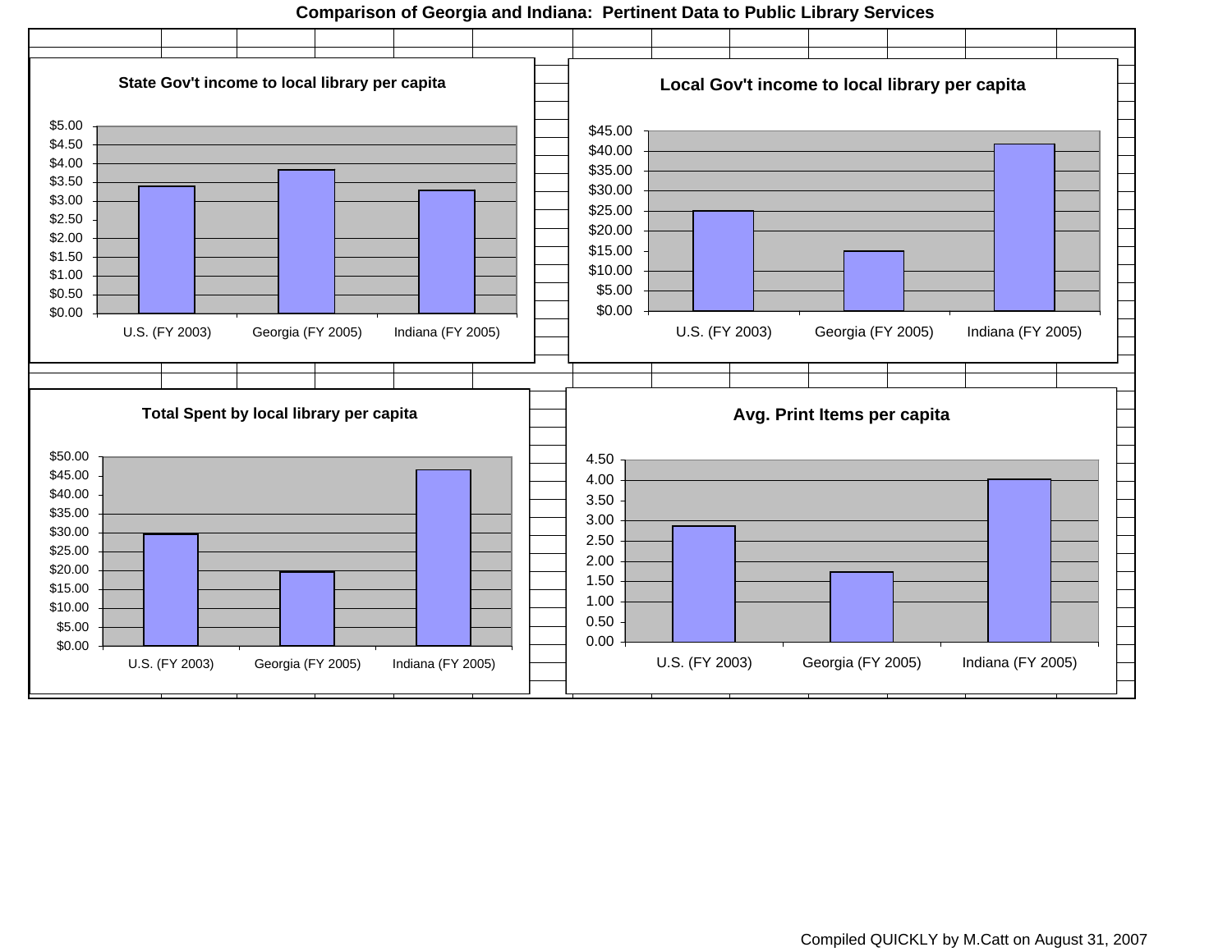# Comparison of Georgia and Indiana: Pertinent Data to Public Library Services

**State Gov't income to local library per capita**

$5.00
$4.50
$4.00
$3.50
$3.00
$2.50
$2.00
$1.50
$1.00
$0.50
$0.00

U.S. (FY 2003)
Georgia (FY 2005)
Indiana (FY 2005)

**Local Gov't income to local library per capita**

$45.00
$40.00
$35.00
$30.00
$25.00
$20.00
$15.00
$10.00
$5.00
$0.00

U.S. (FY 2003)
Georgia (FY 2005)
Indiana (FY 2005)

**Total Spent by local library per capita**

$50.00
$45.00
$40.00
$35.00
$30.00
$25.00
$20.00
$15.00
$10.00
$5.00
$0.00

U.S. (FY 2003)
Georgia (FY 2005)
Indiana (FY 2005)

**Avg. Print Items per capita**

4.50
4.00
3.50
3.00
2.50
2.00
1.50
1.00
0.50
0.00

U.S. (FY 2003)
Georgia (FY 2005)
Indiana (FY 2005)

Compiled QUICKLY by M.Catt on August 31, 2007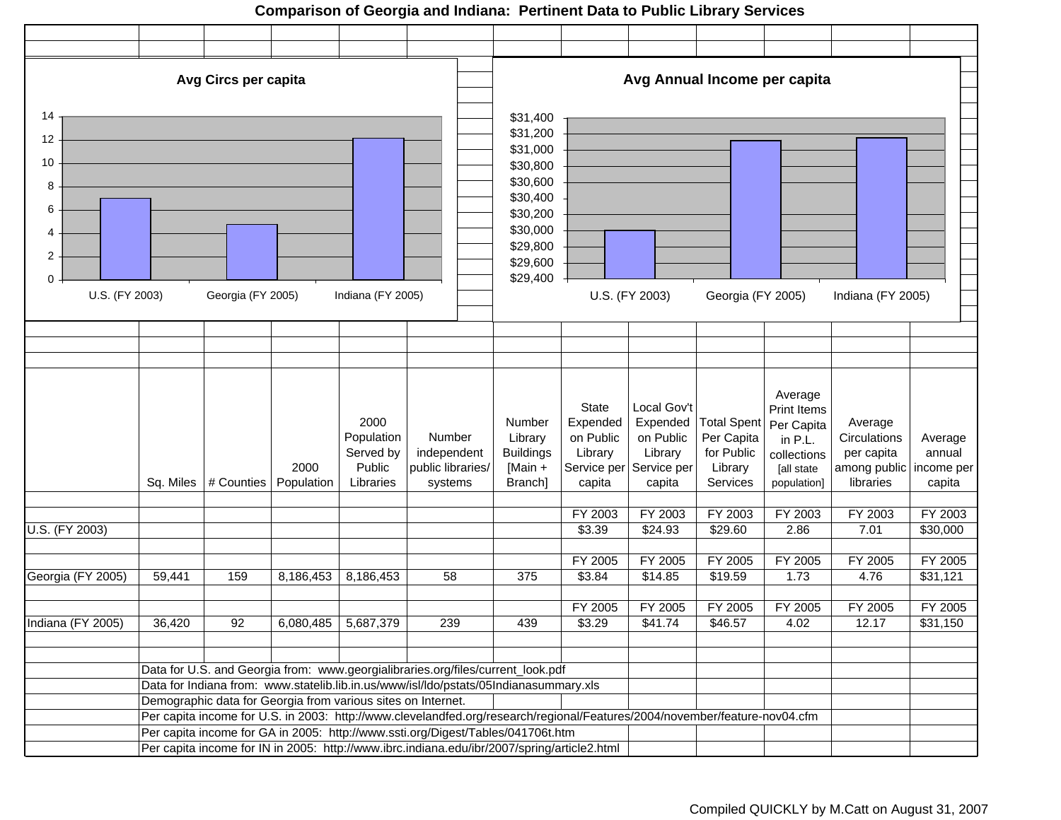# Comparison of Georgia and Indiana: Pertinent Data to Public Library Services

**Avg Circs per capita**

14
12
10
8
6
4
2
0

U.S. (FY 2003) Georgia (FY 2005) Indiana (FY 2005)

**Avg Annual Income per capita**

$31,400
$31,200
$31,000
$30,800
$30,600
$30,400
$30,200
$30,000
$29,800
$29,600
$29,400

U.S. (FY 2003) Georgia (FY 2005) Indiana (FY 2005)

| | Sq. Miles | # Counties | 2000 Population | 2000 Population Served by Public Libraries | Number independent public libraries/ systems | Number Library Buildings [Main + Branch] | State Expended on Public Library Service per capita | Local Gov't Expended on Public Library Service per capita | Total Spent Per Capita for Public Library Services | Average Print Items Per Capita in P.L. collections [all state population] | Average Circulations per capita among public libraries | Average annual income per capita |
|---|---|---|---|---|---|---|---|---|---|---|---|---|
| | | | | | | | FY 2003 | FY 2003 | FY 2003 | FY 2003 | FY 2003 | FY 2003 |
| U.S. (FY 2003) | | | | | | | $3.39 | $24.93 | $29.60 | 2.86 | 7.01 | $30,000 |
| | | | | | | | FY 2005 | FY 2005 | FY 2005 | FY 2005 | FY 2005 | FY 2005 |
| Georgia (FY 2005) | 59,441 | 159 | 8,186,453 | 8,186,453 | 58 | 375 | $3.84 | $14.85 | $19.59 | 1.73 | 4.76 | $31,121 |
| | | | | | | | FY 2005 | FY 2005 | FY 2005 | FY 2005 | FY 2005 | FY 2005 |
| Indiana (FY 2005) | 36,420 | 92 | 6,080,485 | 5,687,379 | 239 | 439 | $3.29 | $41.74 | $46.57 | 4.02 | 12.17 | $31,150 |

Data for U.S. and Georgia from: www.georgialibraries.org/files/current_look.pdf

Data for Indiana from: www.statelib.lib.in.us/www/isl/ldo/pstats/05Indianasummary.xls

Demographic data for Georgia from various sites on Internet.

Per capita income for U.S. in 2003: http://www.clevelandfed.org/research/regional/Features/2004/november/feature-nov04.cfm

Per capita income for GA in 2005: http://www.ssti.org/Digest/Tables/041706t.htm

Per capita income for IN in 2005: http://www.ibrc.indiana.edu/ibr/2007/spring/article2.html

Compiled QUICKLY by M.Catt on August 31, 2007